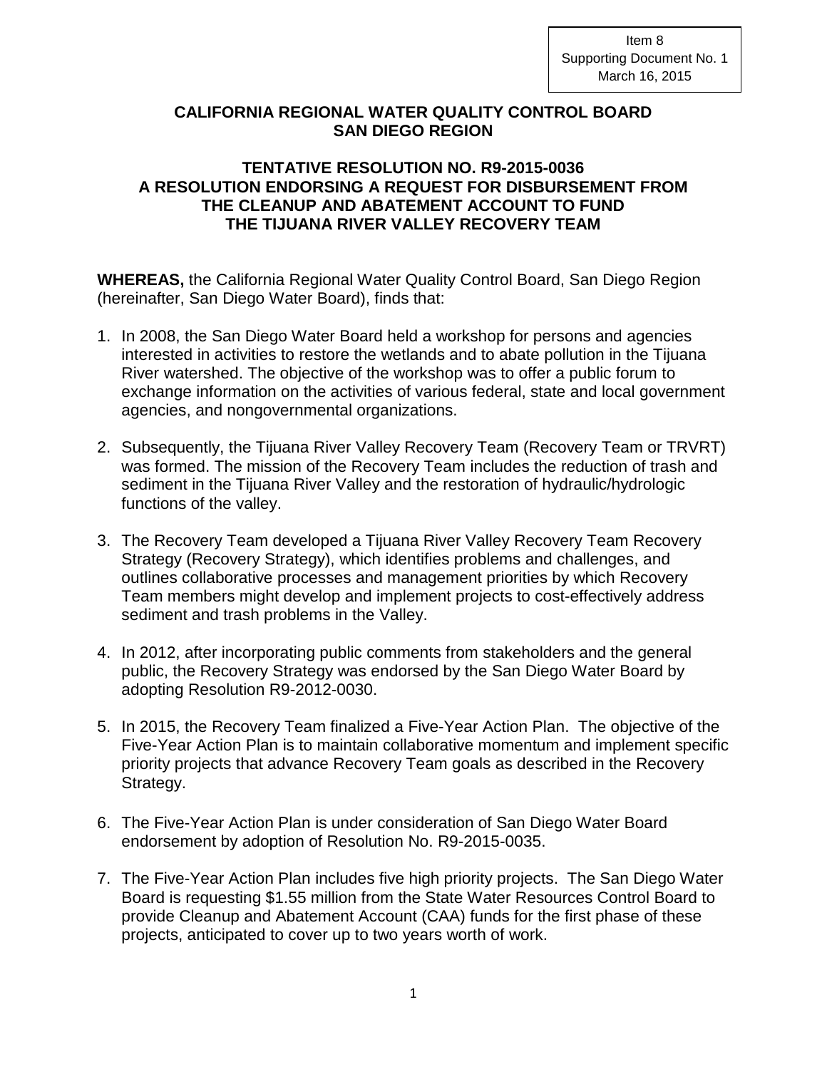Item 8
Supporting Document No. 1
March 16, 2015

# CALIFORNIA REGIONAL WATER QUALITY CONTROL BOARD SAN DIEGO REGION

## TENTATIVE RESOLUTION NO. R9-2015-0036 A RESOLUTION ENDORSING A REQUEST FOR DISBURSEMENT FROM THE CLEANUP AND ABATEMENT ACCOUNT TO FUND THE TIJUANA RIVER VALLEY RECOVERY TEAM

**WHEREAS,** the California Regional Water Quality Control Board, San Diego Region (hereinafter, San Diego Water Board), finds that:

1. In 2008, the San Diego Water Board held a workshop for persons and agencies interested in activities to restore the wetlands and to abate pollution in the Tijuana River watershed. The objective of the workshop was to offer a public forum to exchange information on the activities of various federal, state and local government agencies, and nongovernmental organizations.

2. Subsequently, the Tijuana River Valley Recovery Team (Recovery Team or TRVRT) was formed. The mission of the Recovery Team includes the reduction of trash and sediment in the Tijuana River Valley and the restoration of hydraulic/hydrologic functions of the valley.

3. The Recovery Team developed a Tijuana River Valley Recovery Team Recovery Strategy (Recovery Strategy), which identifies problems and challenges, and outlines collaborative processes and management priorities by which Recovery Team members might develop and implement projects to cost-effectively address sediment and trash problems in the Valley.

4. In 2012, after incorporating public comments from stakeholders and the general public, the Recovery Strategy was endorsed by the San Diego Water Board by adopting Resolution R9-2012-0030.

5. In 2015, the Recovery Team finalized a Five-Year Action Plan. The objective of the Five-Year Action Plan is to maintain collaborative momentum and implement specific priority projects that advance Recovery Team goals as described in the Recovery Strategy.

6. The Five-Year Action Plan is under consideration of San Diego Water Board endorsement by adoption of Resolution No. R9-2015-0035.

7. The Five-Year Action Plan includes five high priority projects. The San Diego Water Board is requesting $1.55 million from the State Water Resources Control Board to provide Cleanup and Abatement Account (CAA) funds for the first phase of these projects, anticipated to cover up to two years worth of work.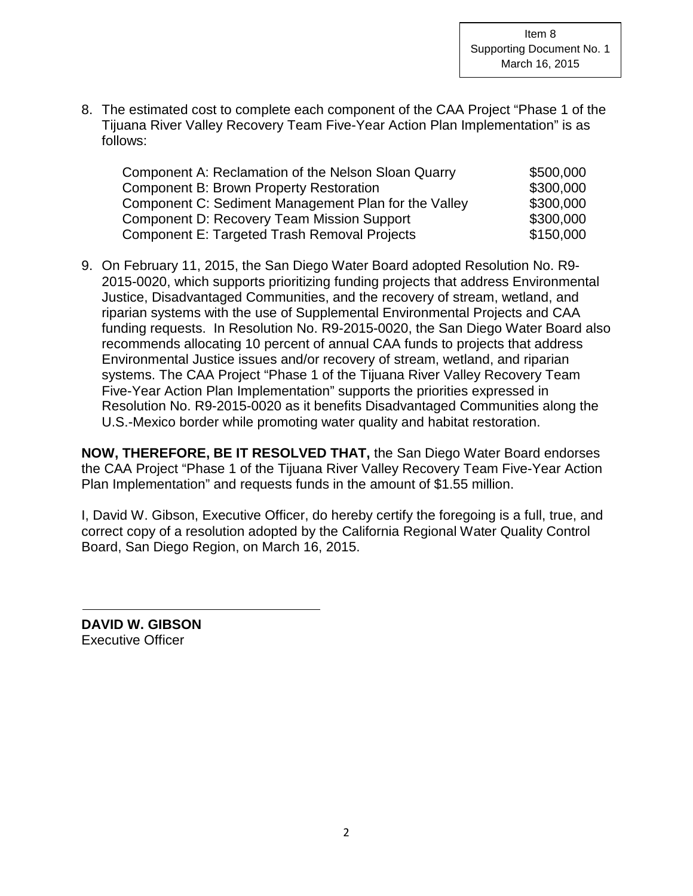Item 8
Supporting Document No. 1
March 16, 2015

8. The estimated cost to complete each component of the CAA Project "Phase 1 of the Tijuana River Valley Recovery Team Five-Year Action Plan Implementation" is as follows:

| | |
|---|---|
| Component A: Reclamation of the Nelson Sloan Quarry | \$500,000 |
| Component B: Brown Property Restoration | \$300,000 |
| Component C: Sediment Management Plan for the Valley | \$300,000 |
| Component D: Recovery Team Mission Support | \$300,000 |
| Component E: Targeted Trash Removal Projects | \$150,000 |

9. On February 11, 2015, the San Diego Water Board adopted Resolution No. R9-2015-0020, which supports prioritizing funding projects that address Environmental Justice, Disadvantaged Communities, and the recovery of stream, wetland, and riparian systems with the use of Supplemental Environmental Projects and CAA funding requests. In Resolution No. R9-2015-0020, the San Diego Water Board also recommends allocating 10 percent of annual CAA funds to projects that address Environmental Justice issues and/or recovery of stream, wetland, and riparian systems. The CAA Project "Phase 1 of the Tijuana River Valley Recovery Team Five-Year Action Plan Implementation" supports the priorities expressed in Resolution No. R9-2015-0020 as it benefits Disadvantaged Communities along the U.S.-Mexico border while promoting water quality and habitat restoration.

**NOW, THEREFORE, BE IT RESOLVED THAT,** the San Diego Water Board endorses the CAA Project "Phase 1 of the Tijuana River Valley Recovery Team Five-Year Action Plan Implementation" and requests funds in the amount of \$1.55 million.

I, David W. Gibson, Executive Officer, do hereby certify the foregoing is a full, true, and correct copy of a resolution adopted by the California Regional Water Quality Control Board, San Diego Region, on March 16, 2015.

---

**DAVID W. GIBSON**
Executive Officer